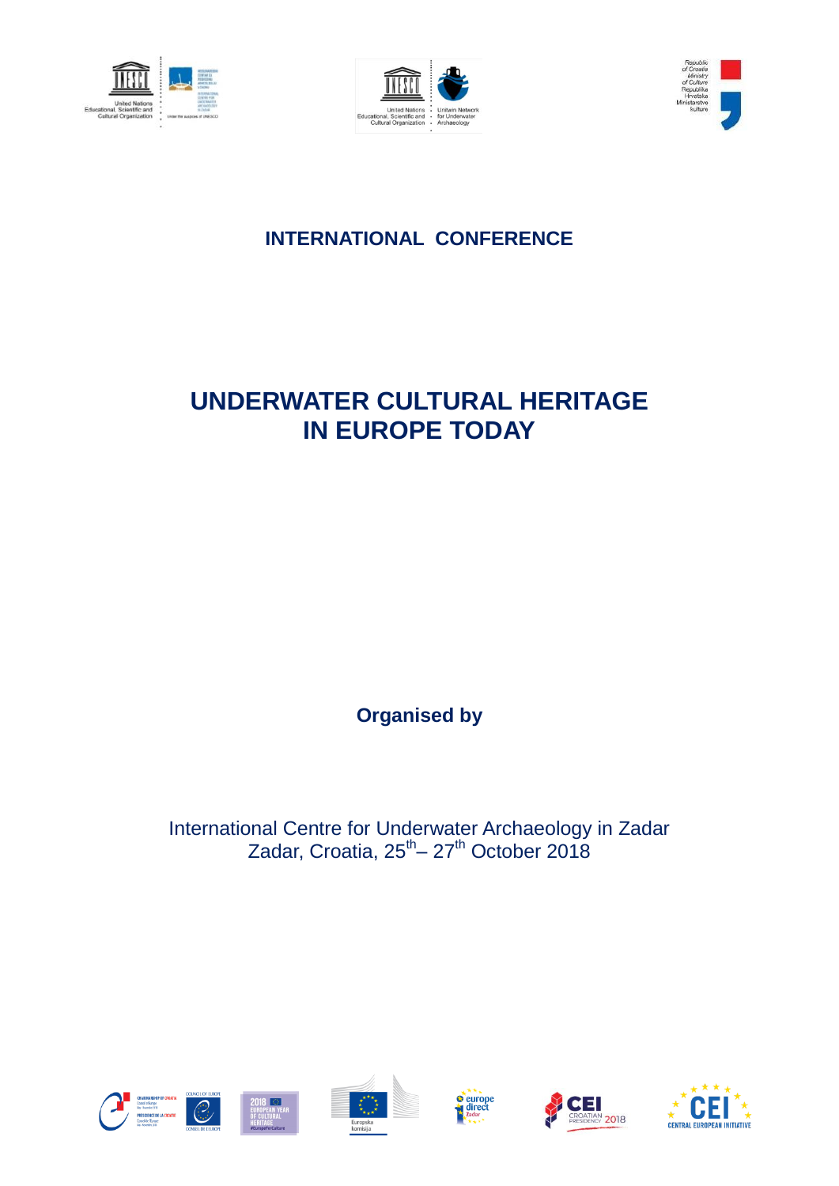**INTERNATIONAL CONFERENCE**

# UNDERWATER CULTURAL HERITAGE IN EUROPE TODAY

**Organised by**

International Centre for Underwater Archaeology in Zadar
Zadar, Croatia, 25th – 27th October 2018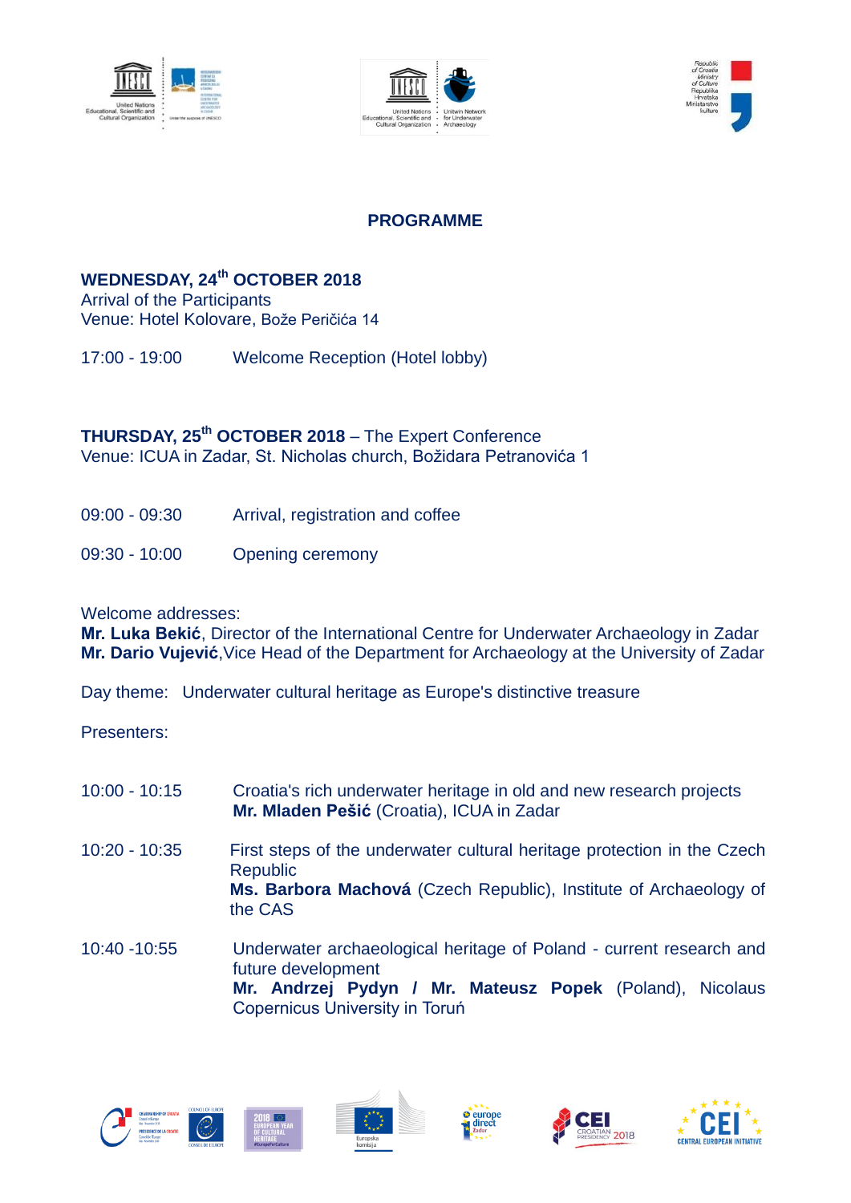## PROGRAMME

### WEDNESDAY, 24th OCTOBER 2018

Arrival of the Participants
Venue: Hotel Kolovare, Bože Peričića 14

17:00 - 19:00 Welcome Reception (Hotel lobby)

### THURSDAY, 25th OCTOBER 2018 – The Expert Conference

Venue: ICUA in Zadar, St. Nicholas church, Božidara Petranovića 1

09:00 - 09:30 Arrival, registration and coffee

09:30 - 10:00 Opening ceremony

Welcome addresses:
**Mr. Luka Bekić**, Director of the International Centre for Underwater Archaeology in Zadar
**Mr. Dario Vujević**, Vice Head of the Department for Archaeology at the University of Zadar

Day theme: Underwater cultural heritage as Europe's distinctive treasure

Presenters:

10:00 - 10:15 Croatia's rich underwater heritage in old and new research projects
**Mr. Mladen Pešić** (Croatia), ICUA in Zadar

10:20 - 10:35 First steps of the underwater cultural heritage protection in the Czech Republic
**Ms. Barbora Machová** (Czech Republic), Institute of Archaeology of the CAS

10:40 -10:55 Underwater archaeological heritage of Poland - current research and future development
**Mr. Andrzej Pydyn / Mr. Mateusz Popek** (Poland), Nicolaus Copernicus University in Toruń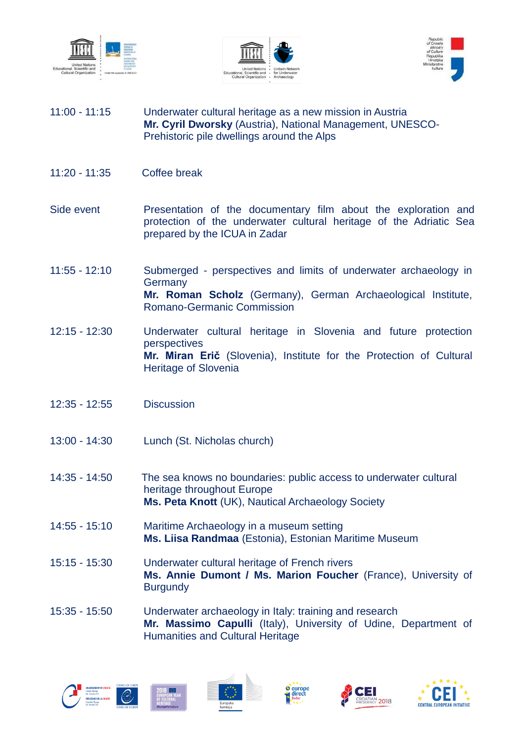11:00 - 11:15 Underwater cultural heritage as a new mission in Austria
**Mr. Cyril Dworsky** (Austria), National Management, UNESCO-Prehistoric pile dwellings around the Alps

11:20 - 11:35 Coffee break

Side event Presentation of the documentary film about the exploration and protection of the underwater cultural heritage of the Adriatic Sea prepared by the ICUA in Zadar

11:55 - 12:10 Submerged - perspectives and limits of underwater archaeology in Germany
**Mr. Roman Scholz** (Germany), German Archaeological Institute, Romano-Germanic Commission

12:15 - 12:30 Underwater cultural heritage in Slovenia and future protection perspectives
**Mr. Miran Erič** (Slovenia), Institute for the Protection of Cultural Heritage of Slovenia

12:35 - 12:55 Discussion

13:00 - 14:30 Lunch (St. Nicholas church)

14:35 - 14:50 The sea knows no boundaries: public access to underwater cultural heritage throughout Europe
**Ms. Peta Knott** (UK), Nautical Archaeology Society

14:55 - 15:10 Maritime Archaeology in a museum setting
**Ms. Liisa Randmaa** (Estonia), Estonian Maritime Museum

15:15 - 15:30 Underwater cultural heritage of French rivers
**Ms. Annie Dumont / Ms. Marion Foucher** (France), University of Burgundy

15:35 - 15:50 Underwater archaeology in Italy: training and research
**Mr. Massimo Capulli** (Italy), University of Udine, Department of Humanities and Cultural Heritage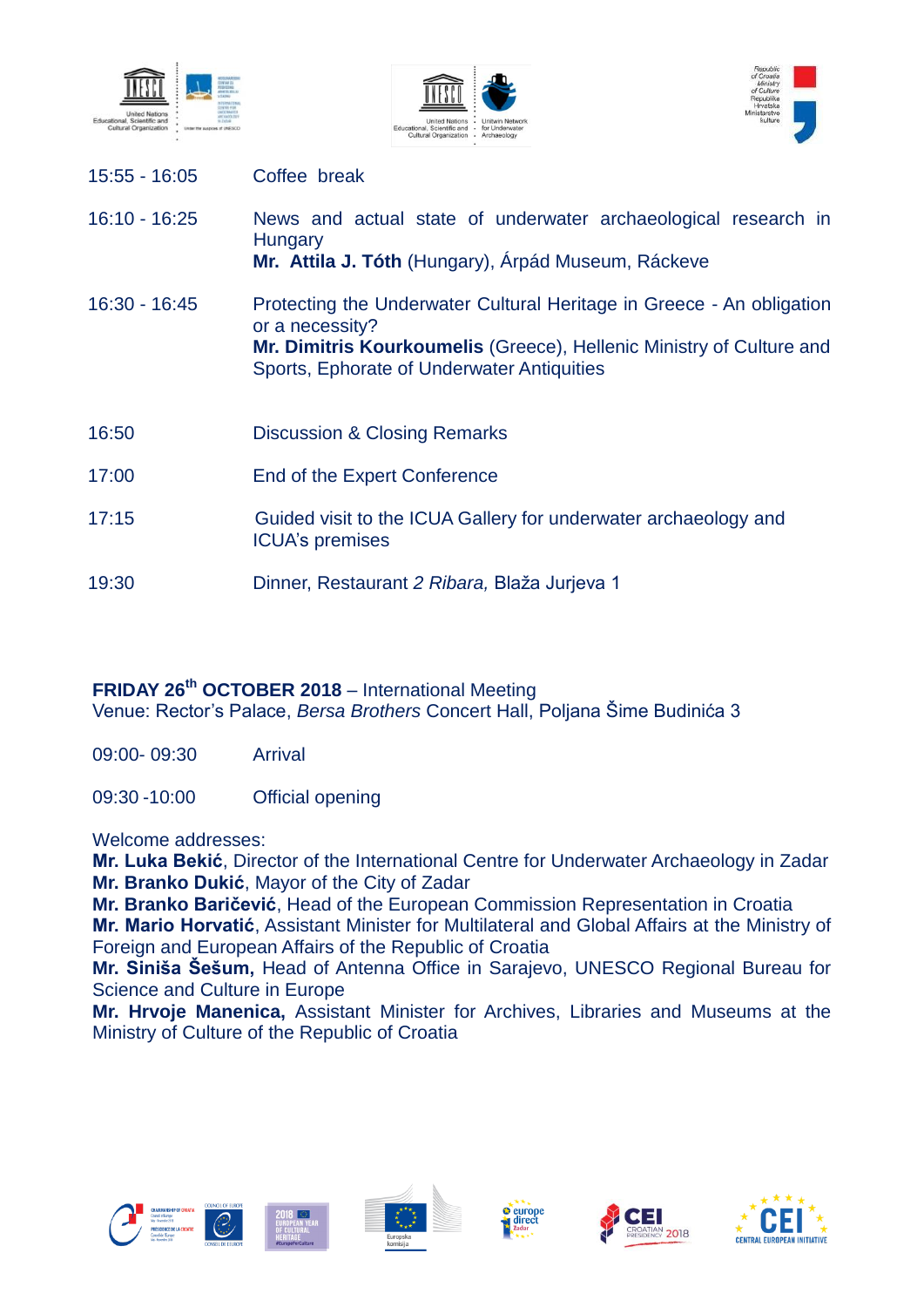| | |
|---|---|
| 15:55 - 16:05 | Coffee break |
| 16:10 - 16:25 | News and actual state of underwater archaeological research in Hungary<br>**Mr. Attila J. Tóth** (Hungary), Árpád Museum, Ráckeve |
| 16:30 - 16:45 | Protecting the Underwater Cultural Heritage in Greece - An obligation or a necessity?<br>**Mr. Dimitris Kourkoumelis** (Greece), Hellenic Ministry of Culture and Sports, Ephorate of Underwater Antiquities |
| 16:50 | Discussion & Closing Remarks |
| 17:00 | End of the Expert Conference |
| 17:15 | Guided visit to the ICUA Gallery for underwater archaeology and ICUA's premises |
| 19:30 | Dinner, Restaurant *2 Ribara,* Blaža Jurjeva 1 |

**FRIDAY 26th OCTOBER 2018** – International Meeting
Venue: Rector's Palace, *Bersa Brothers* Concert Hall, Poljana Šime Budinića 3

| | |
|---|---|
| 09:00- 09:30 | Arrival |
| 09:30 -10:00 | Official opening |

Welcome addresses:
**Mr. Luka Bekić**, Director of the International Centre for Underwater Archaeology in Zadar
**Mr. Branko Dukić**, Mayor of the City of Zadar
**Mr. Branko Baričević**, Head of the European Commission Representation in Croatia
**Mr. Mario Horvatić**, Assistant Minister for Multilateral and Global Affairs at the Ministry of Foreign and European Affairs of the Republic of Croatia
**Mr. Siniša Šešum,** Head of Antenna Office in Sarajevo, UNESCO Regional Bureau for Science and Culture in Europe
**Mr. Hrvoje Manenica,** Assistant Minister for Archives, Libraries and Museums at the Ministry of Culture of the Republic of Croatia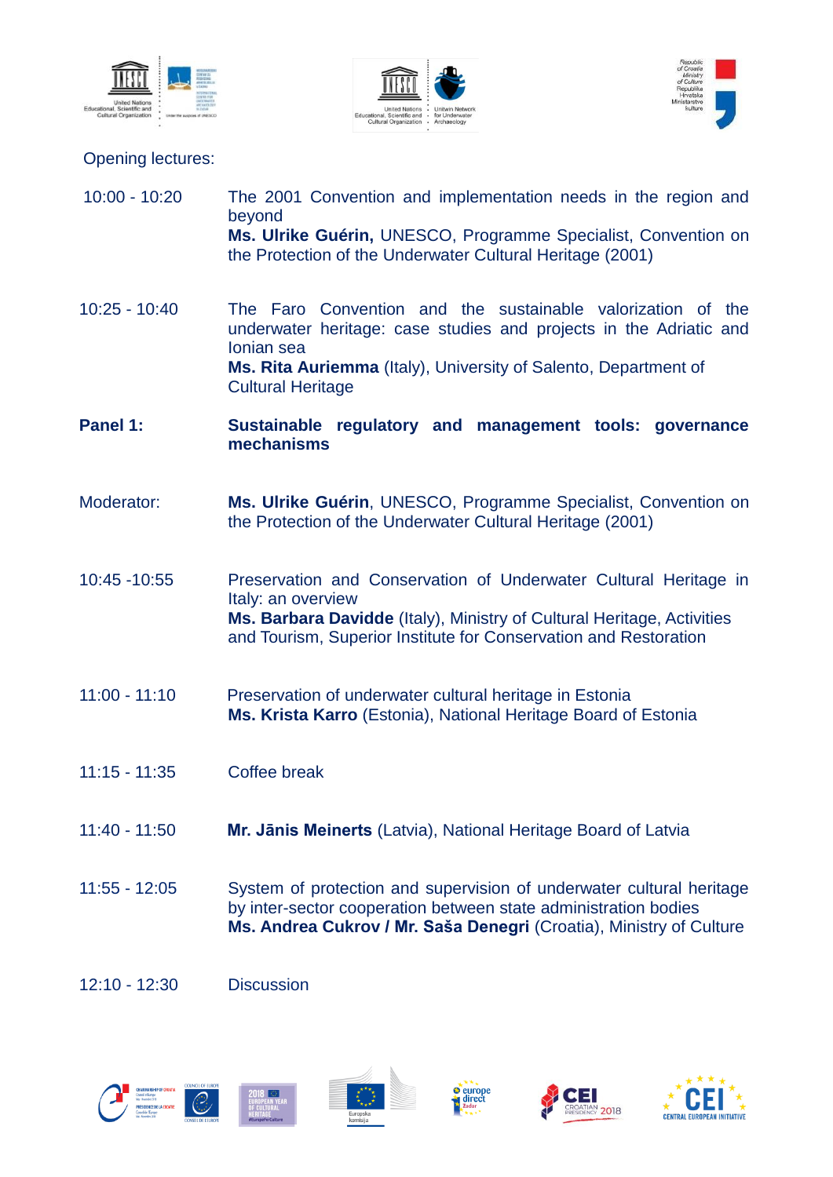Opening lectures:

10:00 - 10:20 The 2001 Convention and implementation needs in the region and beyond
**Ms. Ulrike Guérin,** UNESCO, Programme Specialist, Convention on the Protection of the Underwater Cultural Heritage (2001)

10:25 - 10:40 The Faro Convention and the sustainable valorization of the underwater heritage: case studies and projects in the Adriatic and Ionian sea
**Ms. Rita Auriemma** (Italy), University of Salento, Department of Cultural Heritage

**Panel 1:** **Sustainable regulatory and management tools: governance mechanisms**

Moderator: **Ms. Ulrike Guérin**, UNESCO, Programme Specialist, Convention on the Protection of the Underwater Cultural Heritage (2001)

10:45 -10:55 Preservation and Conservation of Underwater Cultural Heritage in Italy: an overview
**Ms. Barbara Davidde** (Italy), Ministry of Cultural Heritage, Activities and Tourism, Superior Institute for Conservation and Restoration

11:00 - 11:10 Preservation of underwater cultural heritage in Estonia
**Ms. Krista Karro** (Estonia), National Heritage Board of Estonia

11:15 - 11:35 Coffee break

11:40 - 11:50 **Mr. Jānis Meinerts** (Latvia), National Heritage Board of Latvia

11:55 - 12:05 System of protection and supervision of underwater cultural heritage by inter-sector cooperation between state administration bodies
**Ms. Andrea Cukrov / Mr. Saša Denegri** (Croatia), Ministry of Culture

12:10 - 12:30 Discussion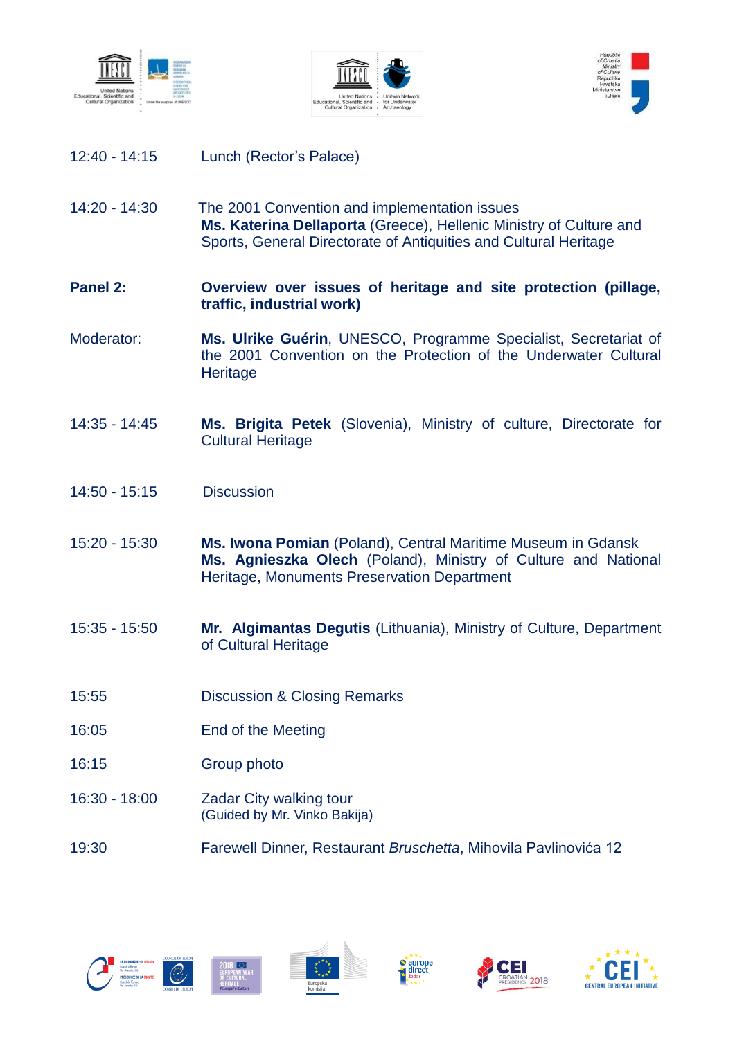12:40 - 14:15 Lunch (Rector's Palace)

14:20 - 14:30 The 2001 Convention and implementation issues
**Ms. Katerina Dellaporta** (Greece), Hellenic Ministry of Culture and Sports, General Directorate of Antiquities and Cultural Heritage

**Panel 2:** **Overview over issues of heritage and site protection (pillage, traffic, industrial work)**

Moderator: **Ms. Ulrike Guérin**, UNESCO, Programme Specialist, Secretariat of the 2001 Convention on the Protection of the Underwater Cultural Heritage

14:35 - 14:45 **Ms. Brigita Petek** (Slovenia), Ministry of culture, Directorate for Cultural Heritage

14:50 - 15:15 Discussion

15:20 - 15:30 **Ms. Iwona Pomian** (Poland), Central Maritime Museum in Gdansk
**Ms. Agnieszka Olech** (Poland), Ministry of Culture and National Heritage, Monuments Preservation Department

15:35 - 15:50 **Mr. Algimantas Degutis** (Lithuania), Ministry of Culture, Department of Cultural Heritage

15:55 Discussion & Closing Remarks

16:05 End of the Meeting

16:15 Group photo

16:30 - 18:00 Zadar City walking tour
(Guided by Mr. Vinko Bakija)

19:30 Farewell Dinner, Restaurant *Bruschetta*, Mihovila Pavlinovića 12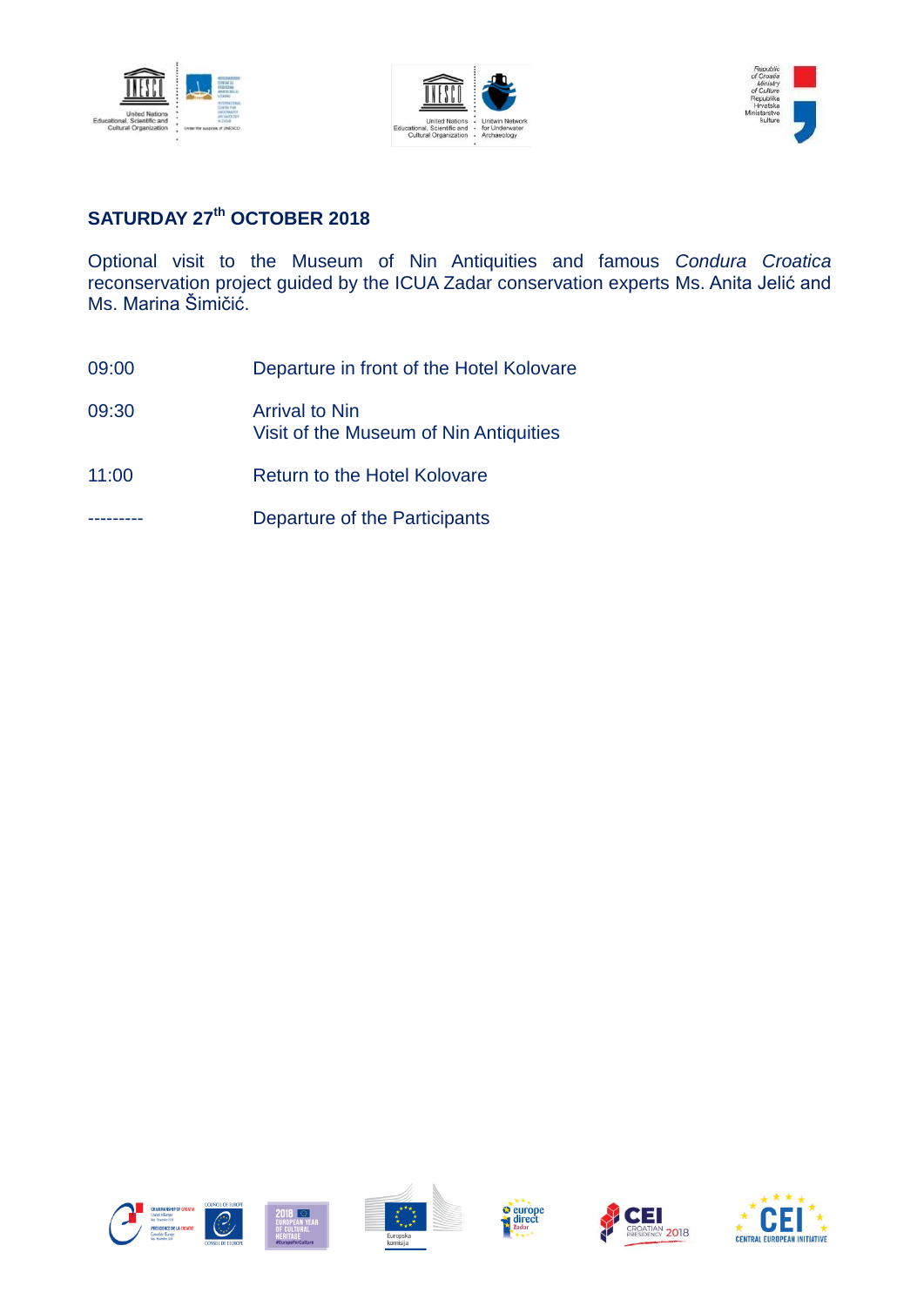## SATURDAY 27th OCTOBER 2018

Optional visit to the Museum of Nin Antiquities and famous *Condura Croatica* reconservation project guided by the ICUA Zadar conservation experts Ms. Anita Jelić and Ms. Marina Šimičić.

| | |
|---|---|
| 09:00 | Departure in front of the Hotel Kolovare |
| 09:30 | Arrival to Nin<br>Visit of the Museum of Nin Antiquities |
| 11:00 | Return to the Hotel Kolovare |
| --------- | Departure of the Participants |